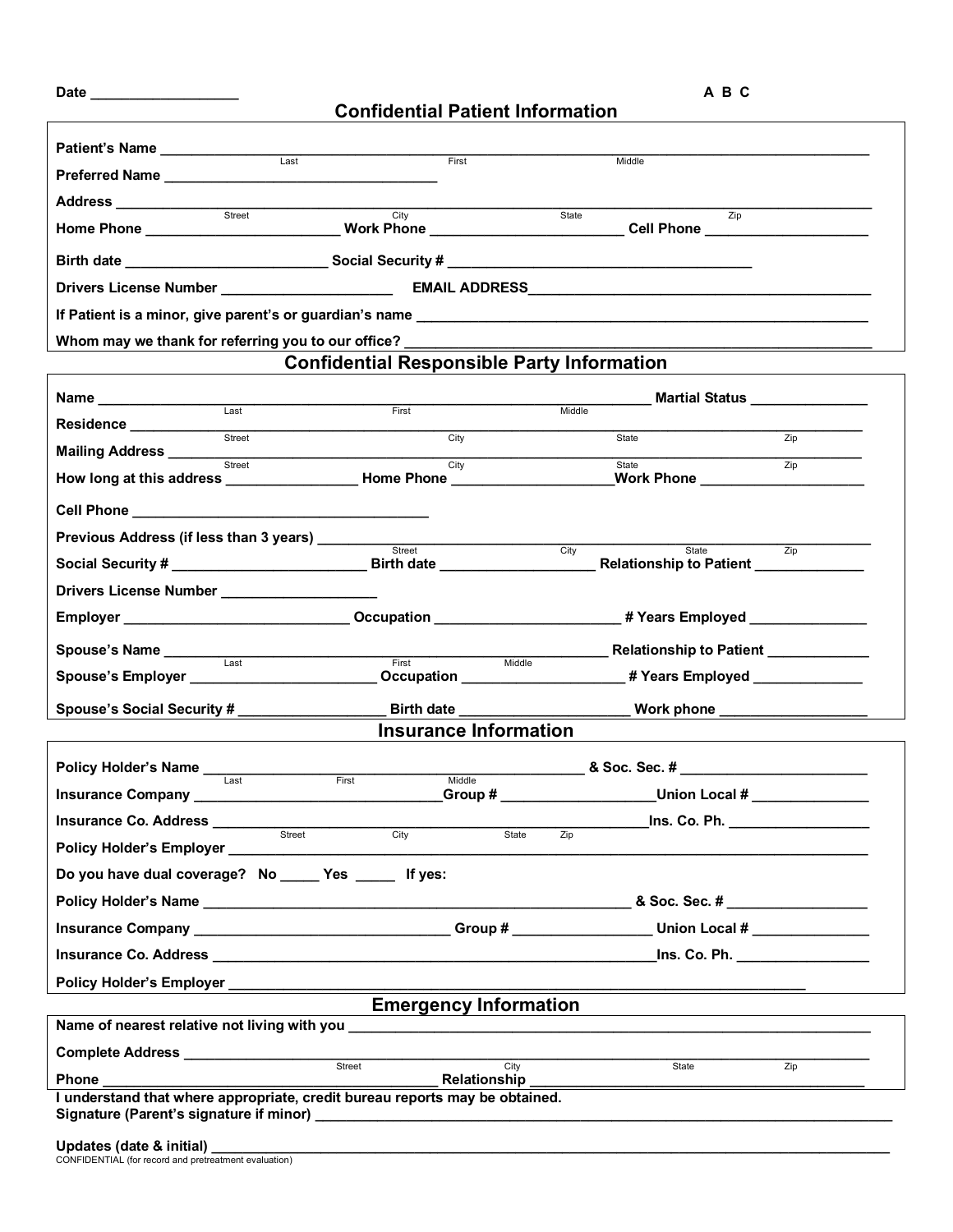Date ____________________ A B C

## Confidential Patient Information

Patient's Name ________________________________________________________________
Last First Middle

Preferred Name ____________________________________

Address ________________________________________________________________
Street City State Zip

Home Phone __________________________ Work Phone __________________________ Cell Phone ______________________

Birth date ___________________________ Social Security # ________________________________________

Drivers License Number ______________________ EMAIL ADDRESS______________________________________________

If Patient is a minor, give parent's or guardian's name ______________________________________________

Whom may we thank for referring you to our office? ______________________________________________

## Confidential Responsible Party Information

Name ________________________________________________________________ Martial Status ________________
Last First Middle

Residence ________________________________________________________________
Street City State Zip

Mailing Address ________________________________________________________________
Street City State Zip

How long at this address __________________ Home Phone ______________________Work Phone ______________________

Cell Phone _______________________________________

Previous Address (if less than 3 years) ________________________________________________
Street City State Zip

Social Security # __________________________ Birth date _____________________ Relationship to Patient _______________

Drivers License Number _____________________

Employer _______________________________ Occupation ________________________ # Years Employed _______________

Spouse's Name ________________________________________________________ Relationship to Patient ______________
Last First Middle

Spouse's Employer _________________________ Occupation ______________________ # Years Employed ______________

Spouse's Social Security # ___________________ Birth date ______________________ Work phone ____________________

## Insurance Information

Policy Holder's Name ________________________________________________ & Soc. Sec. # __________________________
Last First Middle

Insurance Company ________________________________Group # ____________________Union Local # _______________

Insurance Co. Address ________________________________________________Ins. Co. Ph. ___________________
Street City State Zip

Policy Holder's Employer ________________________________________________________________

Do you have dual coverage? No _____ Yes _____ If yes:

Policy Holder's Name ________________________________________________________ & Soc. Sec. # __________________

Insurance Company _________________________________ Group # __________________ Union Local # _______________

Insurance Co. Address ________________________________________________________Ins. Co. Ph. _________________

Policy Holder's Employer ________________________________________________________________

## Emergency Information

Name of nearest relative not living with you ________________________________________________________________

Complete Address ________________________________________________________________
Street City State Zip

Phone ________________________________________ Relationship ____________________________________________

I understand that where appropriate, credit bureau reports may be obtained.

Signature (Parent's signature if minor) ________________________________________________________________

Updates (date & initial) ________________________________________________________________

CONFIDENTIAL (for record and pretreatment evaluation)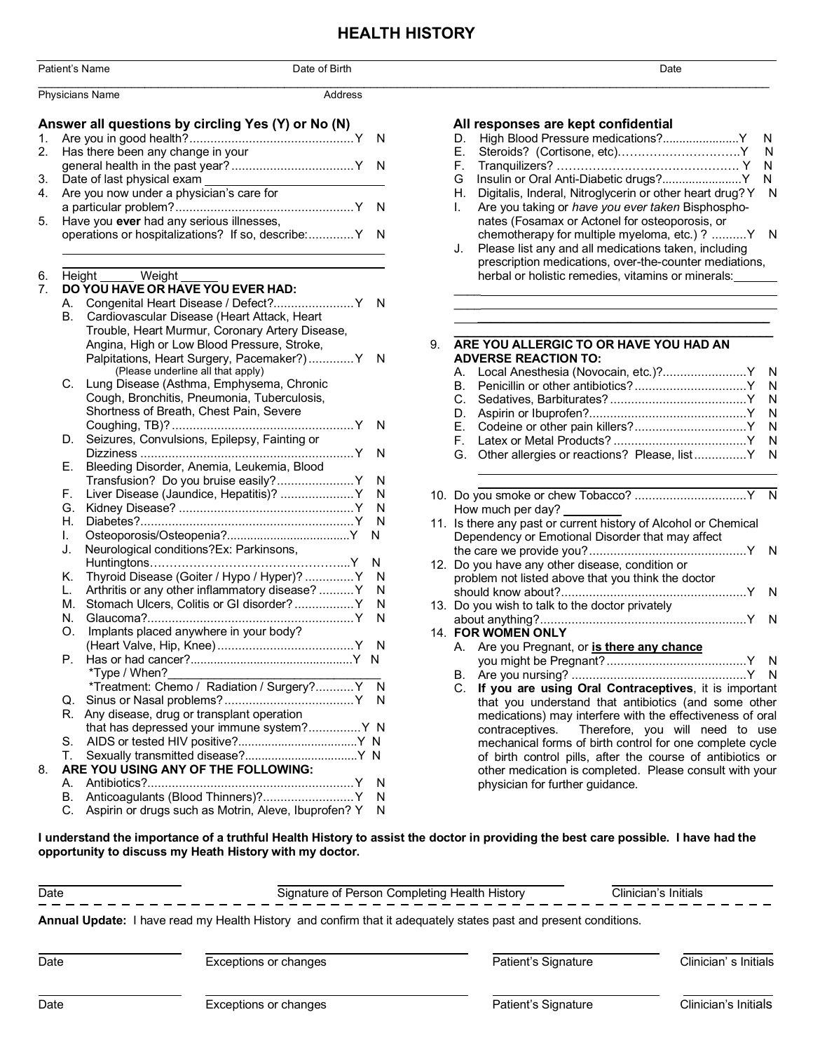# HEALTH HISTORY

Patient's Name ____________ Date of Birth ____________ Date ____________

Physicians Name ____________ Address ____________

**Answer all questions by circling Yes (Y) or No (N)**

1. Are you in good health?............................................... Y N
2. Has there been any change in your general health in the past year?.................................. Y N
3. Date of last physical exam ____________
4. Are you now under a physician's care for a particular problem?.................................................. Y N
5. Have you **ever** had any serious illnesses, operations or hospitalizations? If so, describe:............. Y N

   ____________

   ____________

6. Height _____ Weight _____
7. **DO YOU HAVE OR HAVE YOU EVER HAD:**
   - A. Congenital Heart Disease / Defect?...................... Y N
   - B. Cardiovascular Disease (Heart Attack, Heart Trouble, Heart Murmur, Coronary Artery Disease, Angina, High or Low Blood Pressure, Stroke, Palpitations, Heart Surgery, Pacemaker?)............ Y N
     (Please underline all that apply)
   - C. Lung Disease (Asthma, Emphysema, Chronic Cough, Bronchitis, Pneumonia, Tuberculosis, Shortness of Breath, Chest Pain, Severe Coughing, TB)?.................................................... Y N
   - D. Seizures, Convulsions, Epilepsy, Fainting or Dizziness ............................................................. Y N
   - E. Bleeding Disorder, Anemia, Leukemia, Blood Transfusion? Do you bruise easily?..................... Y N
   - F. Liver Disease (Jaundice, Hepatitis)? .................... Y N
   - G. Kidney Disease? ................................................. Y N
   - H. Diabetes?............................................................ Y N
   - I. Osteoporosis/Osteopenia?.................................... Y N
   - J. Neurological conditions?Ex: Parkinsons, Huntingtons…………………………………………... Y N
   - K. Thyroid Disease (Goiter / Hypo / Hyper)? ............. Y N
   - L. Arthritis or any other inflammatory disease? .......... Y N
   - M. Stomach Ulcers, Colitis or GI disorder? ................. Y N
   - N. Glaucoma?.......................................................... Y N
   - O. Implants placed anywhere in your body? (Heart Valve, Hip, Knee)....................................... Y N
   - P. Has or had cancer?................................................ Y N
     - *Type / When?____________
     - *Treatment: Chemo / Radiation / Surgery?........... Y N
   - Q. Sinus or Nasal problems?..................................... Y N
   - R. Any disease, drug or transplant operation that has depressed your immune system?.............. Y N
   - S. AIDS or tested HIV positive?.................................. Y N
   - T. Sexually transmitted disease?................................. Y N
8. **ARE YOU USING ANY OF THE FOLLOWING:**
   - A. Antibiotics?.......................................................... Y N
   - B. Anticoagulants (Blood Thinners)?.......................... Y N
   - C. Aspirin or drugs such as Motrin, Aleve, Ibuprofen? Y N

**All responses are kept confidential**

   - D. High Blood Pressure medications?...................... Y N
   - E. Steroids? (Cortisone, etc)…………………………. Y N
   - F. Tranquilizers? ………………………………………. Y N
   - G Insulin or Oral Anti-Diabetic drugs?....................... Y N
   - H. Digitalis, Inderal, Nitroglycerin or other heart drug? Y N
   - I. Are you taking or *have you ever taken* Bisphosphonates (Fosamax or Actonel for osteoporosis, or chemotherapy for multiple myeloma, etc.) ? .......... Y N
   - J. Please list any and all medications taken, including prescription medications, over-the-counter mediations, herbal or holistic remedies, vitamins or minerals:____________

   ____________

   ____________

   ____________

9. **ARE YOU ALLERGIC TO OR HAVE YOU HAD AN ADVERSE REACTION TO:**
   - A. Local Anesthesia (Novocain, etc.)?....................... Y N
   - B. Penicillin or other antibiotics? ............................... Y N
   - C. Sedatives, Barbiturates? ...................................... Y N
   - D. Aspirin or Ibuprofen?............................................ Y N
   - E. Codeine or other pain killers?................................ Y N
   - F. Latex or Metal Products? ...................................... Y N
   - G. Other allergies or reactions? Please, list............... Y N

   ____________

10. Do you smoke or chew Tobacco? ................................ Y N
    How much per day? _________
11. Is there any past or current history of Alcohol or Chemical Dependency or Emotional Disorder that may affect the care we provide you?............................................. Y N
12. Do you have any other disease, condition or problem not listed above that you think the doctor should know about?..................................................... Y N
13. Do you wish to talk to the doctor privately about anything?.......................................................... Y N
14. **FOR WOMEN ONLY**
    - A. Are you Pregnant, or **is there any chance** you might be Pregnant? ........................................ Y N
    - B. Are you nursing? .................................................. Y N
    - C. **If you are using Oral Contraceptives**, it is important that you understand that antibiotics (and some other medications) may interfere with the effectiveness of oral contraceptives. Therefore, you will need to use mechanical forms of birth control for one complete cycle of birth control pills, after the course of antibiotics or other medication is completed. Please consult with your physician for further guidance.

**I understand the importance of a truthful Health History to assist the doctor in providing the best care possible. I have had the opportunity to discuss my Heath History with my doctor.**

____________ Date ____________ Signature of Person Completing Health History ____________ Clinician's Initials

**Annual Update:** I have read my Health History and confirm that it adequately states past and present conditions.

| Date | Exceptions or changes | Patient's Signature | Clinician' s Initials |
| --- | --- | --- | --- |
| Date | Exceptions or changes | Patient's Signature | Clinician's Initials |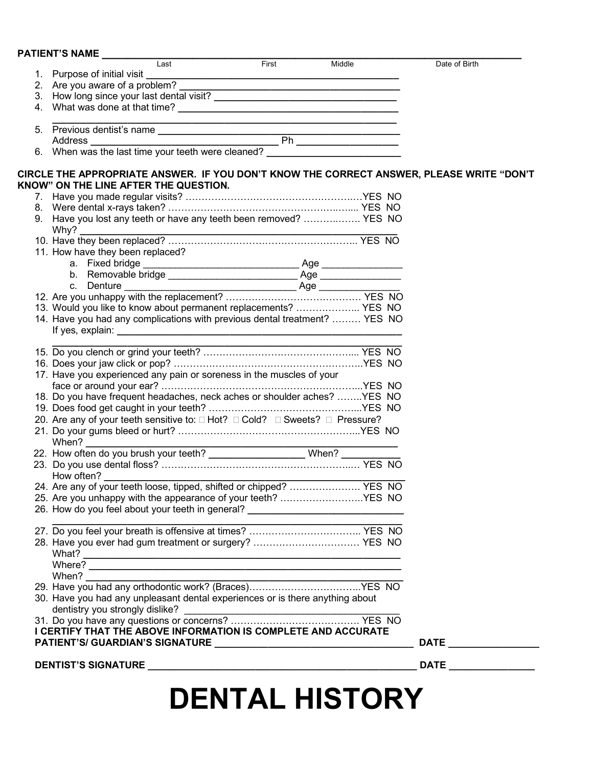**PATIENT'S NAME** ______________________________________________________________

Last First Middle Date of Birth

1. Purpose of initial visit ______________________________
2. Are you aware of a problem? ______________________________
3. How long since your last dental visit? ______________________________
4. What was done at that time? ______________________________
   ______________________________
5. Previous dentist's name ______________________________
   Address ______________________ Ph ______________
6. When was the last time your teeth were cleaned? ______________________

**CIRCLE THE APPROPRIATE ANSWER. IF YOU DON'T KNOW THE CORRECT ANSWER, PLEASE WRITE "DON'T KNOW" ON THE LINE AFTER THE QUESTION.**

7. Have you made regular visits? ………………………………………………YES NO
8. Were dental x-rays taken? ………………………………………………... YES NO
9. Have you lost any teeth or have any teeth been removed? ……………. YES NO
   Why? ______________________________
10. Have they been replaced? ……………………………………………... YES NO
11. How have they been replaced?
    a. Fixed bridge ______________________ Age ______________
    b. Removable bridge ______________________ Age ______________
    c. Denture ______________________ Age ______________
12. Are you unhappy with the replacement? …………………………………… YES NO
13. Would you like to know about permanent replacements? ………………... YES NO
14. Have you had any complications with previous dental treatment? ……… YES NO
    If yes, explain: ______________________________
    ______________________________
15. Do you clench or grind your teeth? ………………………………………... YES NO
16. Does your jaw click or pop? …………………………………………………..YES NO
17. Have you experienced any pain or soreness in the muscles of your face or around your ear? ……………………………………………………...YES NO
18. Do you have frequent headaches, neck aches or shoulder aches? ……..YES NO
19. Does food get caught in your teeth? ………………………………………...YES NO
20. Are any of your teeth sensitive to: ☐ Hot? ☐ Cold? ☐ Sweets? ☐ Pressure?
21. Do your gums bleed or hurt? ………………………………………………...YES NO
    When? ______________________________
22. How often do you brush your teeth? ______________ When? __________
23. Do you use dental floss? ……………………………………………….…. YES NO
    How often? ______________________________
24. Are any of your teeth loose, tipped, shifted or chipped? …………………. YES NO
25. Are you unhappy with the appearance of your teeth? ……………………..YES NO
26. How do you feel about your teeth in general? ______________________
    ______________________________
27. Do you feel your breath is offensive at times? …………………………….. YES NO
28. Have you ever had gum treatment or surgery? …………………………… YES NO
    What? ______________________________
    Where? ______________________________
    When? ______________________________
29. Have you had any orthodontic work? (Braces)……………………………..YES NO
30. Have you had any unpleasant dental experiences or is there anything about dentistry you strongly dislike? ______________________________
31. Do you have any questions or concerns? …………………………………. YES NO

**I CERTIFY THAT THE ABOVE INFORMATION IS COMPLETE AND ACCURATE**

**PATIENT'S/ GUARDIAN'S SIGNATURE** ______________________________ **DATE** ______________

**DENTIST'S SIGNATURE** ______________________________ **DATE** ______________

# DENTAL HISTORY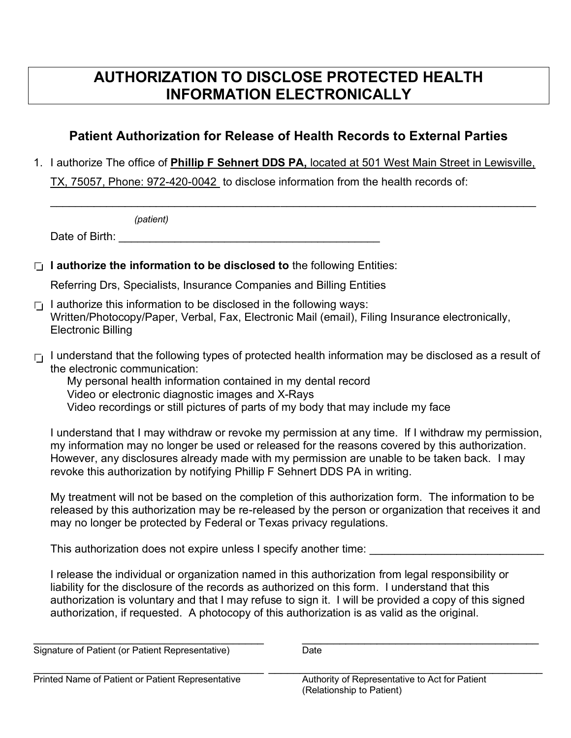# AUTHORIZATION TO DISCLOSE PROTECTED HEALTH INFORMATION ELECTRONICALLY

## Patient Authorization for Release of Health Records to External Parties

1. I authorize The office of **Phillip F Sehnert DDS PA,** located at 501 West Main Street in Lewisville, TX, 75057, Phone: 972-420-0042 to disclose information from the health records of:

_______________________________________________________________________________

*(patient)*

Date of Birth: ___________________________________________

- ☐ **I authorize the information to be disclosed to** the following Entities:

  Referring Drs, Specialists, Insurance Companies and Billing Entities

- ☐ I authorize this information to be disclosed in the following ways:
  Written/Photocopy/Paper, Verbal, Fax, Electronic Mail (email), Filing Insurance electronically, Electronic Billing

- ☐ I understand that the following types of protected health information may be disclosed as a result of the electronic communication:
  - My personal health information contained in my dental record
  - Video or electronic diagnostic images and X-Rays
  - Video recordings or still pictures of parts of my body that may include my face

I understand that I may withdraw or revoke my permission at any time. If I withdraw my permission, my information may no longer be used or released for the reasons covered by this authorization. However, any disclosures already made with my permission are unable to be taken back. I may revoke this authorization by notifying Phillip F Sehnert DDS PA in writing.

My treatment will not be based on the completion of this authorization form. The information to be released by this authorization may be re-released by the person or organization that receives it and may no longer be protected by Federal or Texas privacy regulations.

This authorization does not expire unless I specify another time: ____________________________

I release the individual or organization named in this authorization from legal responsibility or liability for the disclosure of the records as authorized on this form. I understand that this authorization is voluntary and that I may refuse to sign it. I will be provided a copy of this signed authorization, if requested. A photocopy of this authorization is as valid as the original.

| | |
|---|---|
| ____________________________________________ | ____________________________________________ |
| Signature of Patient (or Patient Representative) | Date |
| ____________________________________________ | ____________________________________________ |
| Printed Name of Patient or Patient Representative | Authority of Representative to Act for Patient (Relationship to Patient) |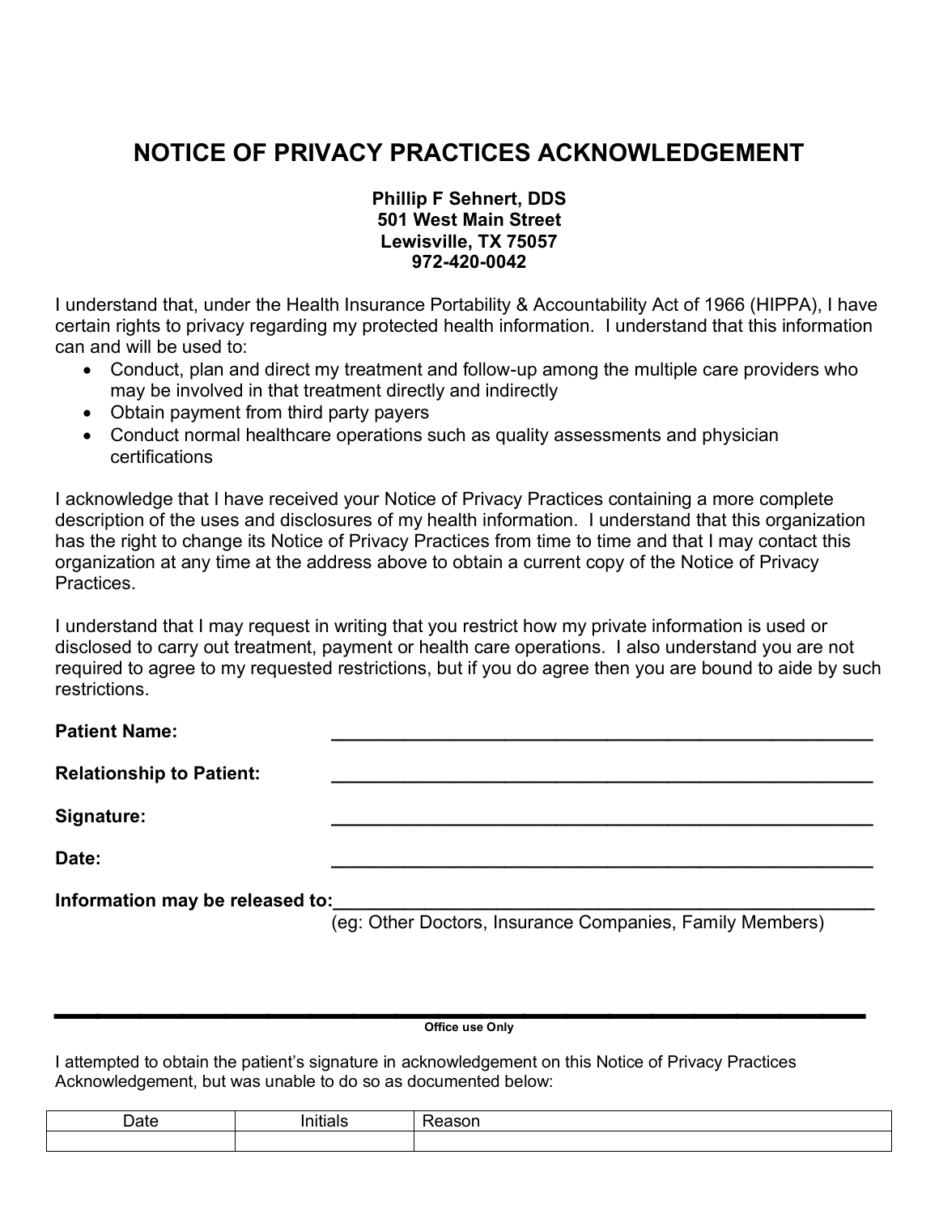# NOTICE OF PRIVACY PRACTICES ACKNOWLEDGEMENT

**Phillip F Sehnert, DDS**
**501 West Main Street**
**Lewisville, TX 75057**
**972-420-0042**

I understand that, under the Health Insurance Portability & Accountability Act of 1966 (HIPPA), I have certain rights to privacy regarding my protected health information. I understand that this information can and will be used to:

- Conduct, plan and direct my treatment and follow-up among the multiple care providers who may be involved in that treatment directly and indirectly
- Obtain payment from third party payers
- Conduct normal healthcare operations such as quality assessments and physician certifications

I acknowledge that I have received your Notice of Privacy Practices containing a more complete description of the uses and disclosures of my health information. I understand that this organization has the right to change its Notice of Privacy Practices from time to time and that I may contact this organization at any time at the address above to obtain a current copy of the Notice of Privacy Practices.

I understand that I may request in writing that you restrict how my private information is used or disclosed to carry out treatment, payment or health care operations. I also understand you are not required to agree to my requested restrictions, but if you do agree then you are bound to aide by such restrictions.

**Patient Name:** ______________________________________________________

**Relationship to Patient:** ______________________________________________________

**Signature:** ______________________________________________________

**Date:** ______________________________________________________

**Information may be released to:** ______________________________________________________
(eg: Other Doctors, Insurance Companies, Family Members)

---

**Office use Only**

I attempted to obtain the patient's signature in acknowledgement on this Notice of Privacy Practices Acknowledgement, but was unable to do so as documented below:

| Date | Initials | Reason |
|---|---|---|
| | | |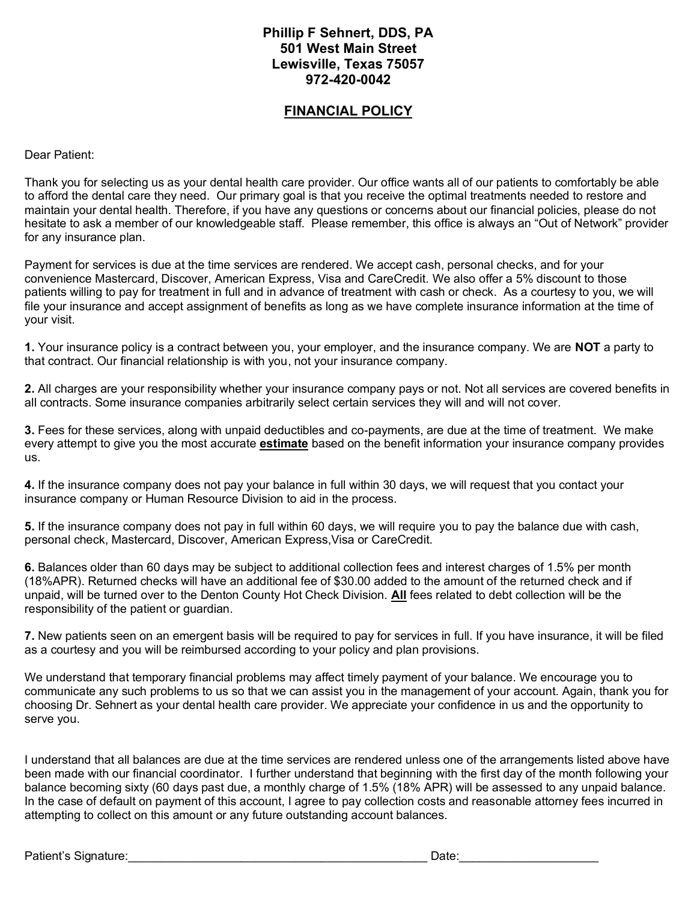**Phillip F Sehnert, DDS, PA**
**501 West Main Street**
**Lewisville, Texas 75057**
**972-420-0042**

## FINANCIAL POLICY

Dear Patient:

Thank you for selecting us as your dental health care provider. Our office wants all of our patients to comfortably be able to afford the dental care they need. Our primary goal is that you receive the optimal treatments needed to restore and maintain your dental health. Therefore, if you have any questions or concerns about our financial policies, please do not hesitate to ask a member of our knowledgeable staff. Please remember, this office is always an "Out of Network" provider for any insurance plan.

Payment for services is due at the time services are rendered. We accept cash, personal checks, and for your convenience Mastercard, Discover, American Express, Visa and CareCredit. We also offer a 5% discount to those patients willing to pay for treatment in full and in advance of treatment with cash or check. As a courtesy to you, we will file your insurance and accept assignment of benefits as long as we have complete insurance information at the time of your visit.

**1.** Your insurance policy is a contract between you, your employer, and the insurance company. We are **NOT** a party to that contract. Our financial relationship is with you, not your insurance company.

**2.** All charges are your responsibility whether your insurance company pays or not. Not all services are covered benefits in all contracts. Some insurance companies arbitrarily select certain services they will and will not cover.

**3.** Fees for these services, along with unpaid deductibles and co-payments, are due at the time of treatment. We make every attempt to give you the most accurate **estimate** based on the benefit information your insurance company provides us.

**4.** If the insurance company does not pay your balance in full within 30 days, we will request that you contact your insurance company or Human Resource Division to aid in the process.

**5.** If the insurance company does not pay in full within 60 days, we will require you to pay the balance due with cash, personal check, Mastercard, Discover, American Express,Visa or CareCredit.

**6.** Balances older than 60 days may be subject to additional collection fees and interest charges of 1.5% per month (18%APR). Returned checks will have an additional fee of $30.00 added to the amount of the returned check and if unpaid, will be turned over to the Denton County Hot Check Division. **All** fees related to debt collection will be the responsibility of the patient or guardian.

**7.** New patients seen on an emergent basis will be required to pay for services in full. If you have insurance, it will be filed as a courtesy and you will be reimbursed according to your policy and plan provisions.

We understand that temporary financial problems may affect timely payment of your balance. We encourage you to communicate any such problems to us so that we can assist you in the management of your account. Again, thank you for choosing Dr. Sehnert as your dental health care provider. We appreciate your confidence in us and the opportunity to serve you.

I understand that all balances are due at the time services are rendered unless one of the arrangements listed above have been made with our financial coordinator. I further understand that beginning with the first day of the month following your balance becoming sixty (60 days past due, a monthly charge of 1.5% (18% APR) will be assessed to any unpaid balance. In the case of default on payment of this account, I agree to pay collection costs and reasonable attorney fees incurred in attempting to collect on this amount or any future outstanding account balances.

Patient's Signature:_______________________________________________ Date:_____________________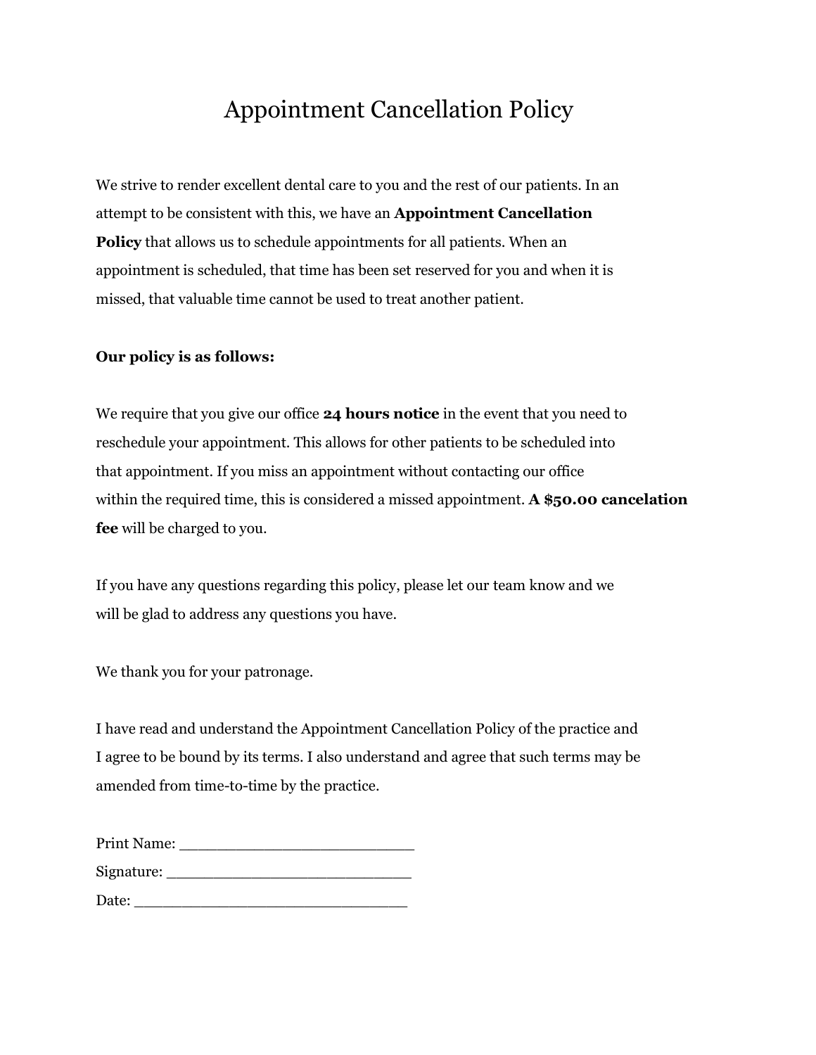# Appointment Cancellation Policy

We strive to render excellent dental care to you and the rest of our patients. In an attempt to be consistent with this, we have an **Appointment Cancellation Policy** that allows us to schedule appointments for all patients. When an appointment is scheduled, that time has been set reserved for you and when it is missed, that valuable time cannot be used to treat another patient.

**Our policy is as follows:**

We require that you give our office **24 hours notice** in the event that you need to reschedule your appointment. This allows for other patients to be scheduled into that appointment. If you miss an appointment without contacting our office within the required time, this is considered a missed appointment. **A $50.00 cancelation fee** will be charged to you.

If you have any questions regarding this policy, please let our team know and we will be glad to address any questions you have.

We thank you for your patronage.

I have read and understand the Appointment Cancellation Policy of the practice and I agree to be bound by its terms. I also understand and agree that such terms may be amended from time-to-time by the practice.

Print Name: ___________________________

Signature: ____________________________

Date: ________________________________